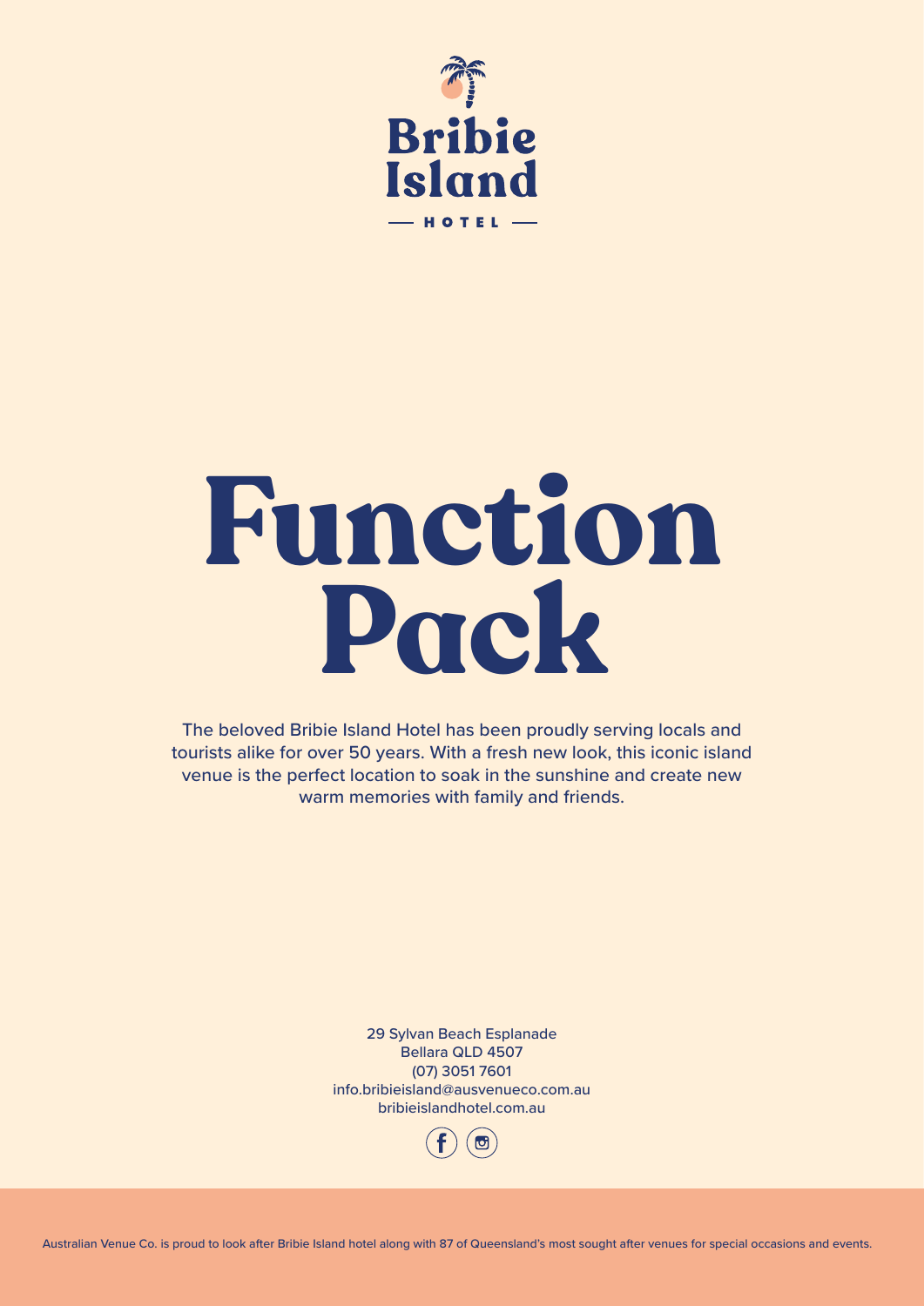Bribie Island

— HOTEL —

# Function Pack

The beloved Bribie Island Hotel has been proudly serving locals and tourists alike for over 50 years. With a fresh new look, this iconic island venue is the perfect location to soak in the sunshine and create new warm memories with family and friends.

29 Sylvan Beach Esplanade
Bellara QLD 4507
(07) 3051 7601
info.bribieisland@ausvenueco.com.au
bribieislandhotel.com.au

Australian Venue Co. is proud to look after Bribie Island hotel along with 87 of Queensland's most sought after venues for special occasions and events.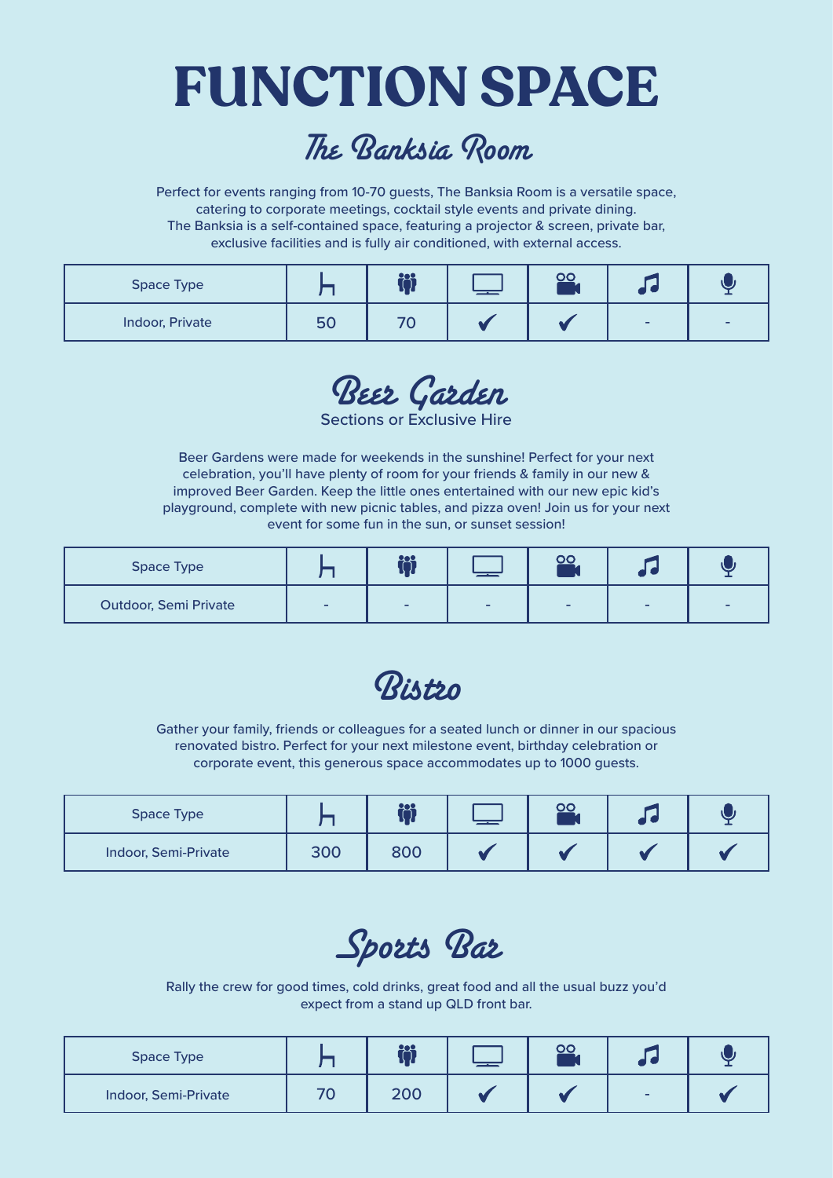# FUNCTION SPACE

## The Banksia Room

Perfect for events ranging from 10-70 guests, The Banksia Room is a versatile space, catering to corporate meetings, cocktail style events and private dining. The Banksia is a self-contained space, featuring a projector & screen, private bar, exclusive facilities and is fully air conditioned, with external access.

| Space Type | Seated | Standing | Screen | Projector | Music | Microphone |
|---|---|---|---|---|---|---|
| Indoor, Private | 50 | 70 | ✔ | ✔ | - | - |

## Beer Garden

Sections or Exclusive Hire

Beer Gardens were made for weekends in the sunshine! Perfect for your next celebration, you'll have plenty of room for your friends & family in our new & improved Beer Garden. Keep the little ones entertained with our new epic kid's playground, complete with new picnic tables, and pizza oven! Join us for your next event for some fun in the sun, or sunset session!

| Space Type | Seated | Standing | Screen | Projector | Music | Microphone |
|---|---|---|---|---|---|---|
| Outdoor, Semi Private | - | - | - | - | - | - |

## Bistro

Gather your family, friends or colleagues for a seated lunch or dinner in our spacious renovated bistro. Perfect for your next milestone event, birthday celebration or corporate event, this generous space accommodates up to 1000 guests.

| Space Type | Seated | Standing | Screen | Projector | Music | Microphone |
|---|---|---|---|---|---|---|
| Indoor, Semi-Private | 300 | 800 | ✔ | ✔ | ✔ | ✔ |

## Sports Bar

Rally the crew for good times, cold drinks, great food and all the usual buzz you'd expect from a stand up QLD front bar.

| Space Type | Seated | Standing | Screen | Projector | Music | Microphone |
|---|---|---|---|---|---|---|
| Indoor, Semi-Private | 70 | 200 | ✔ | ✔ | - | ✔ |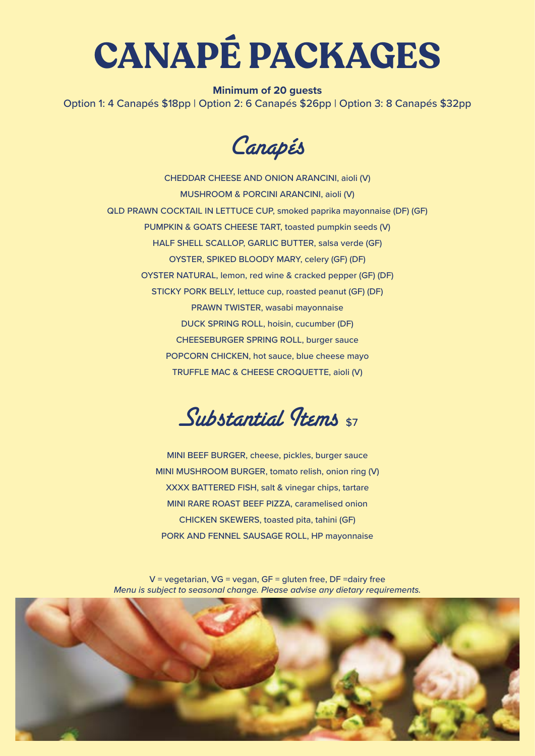# CANAPÉ PACKAGES

**Minimum of 20 guests**

Option 1: 4 Canapés $18pp | Option 2: 6 Canapés $26pp | Option 3: 8 Canapés $32pp

## Canapés

CHEDDAR CHEESE AND ONION ARANCINI, aioli (V)

MUSHROOM & PORCINI ARANCINI, aioli (V)

QLD PRAWN COCKTAIL IN LETTUCE CUP, smoked paprika mayonnaise (DF) (GF)

PUMPKIN & GOATS CHEESE TART, toasted pumpkin seeds (V)

HALF SHELL SCALLOP, GARLIC BUTTER, salsa verde (GF)

OYSTER, SPIKED BLOODY MARY, celery (GF) (DF)

OYSTER NATURAL, lemon, red wine & cracked pepper (GF) (DF)

STICKY PORK BELLY, lettuce cup, roasted peanut (GF) (DF)

PRAWN TWISTER, wasabi mayonnaise

DUCK SPRING ROLL, hoisin, cucumber (DF)

CHEESEBURGER SPRING ROLL, burger sauce

POPCORN CHICKEN, hot sauce, blue cheese mayo

TRUFFLE MAC & CHEESE CROQUETTE, aioli (V)

## Substantial Items $7

MINI BEEF BURGER, cheese, pickles, burger sauce

MINI MUSHROOM BURGER, tomato relish, onion ring (V)

XXXX BATTERED FISH, salt & vinegar chips, tartare

MINI RARE ROAST BEEF PIZZA, caramelised onion

CHICKEN SKEWERS, toasted pita, tahini (GF)

PORK AND FENNEL SAUSAGE ROLL, HP mayonnaise

V = vegetarian, VG = vegan, GF = gluten free, DF =dairy free

*Menu is subject to seasonal change. Please advise any dietary requirements.*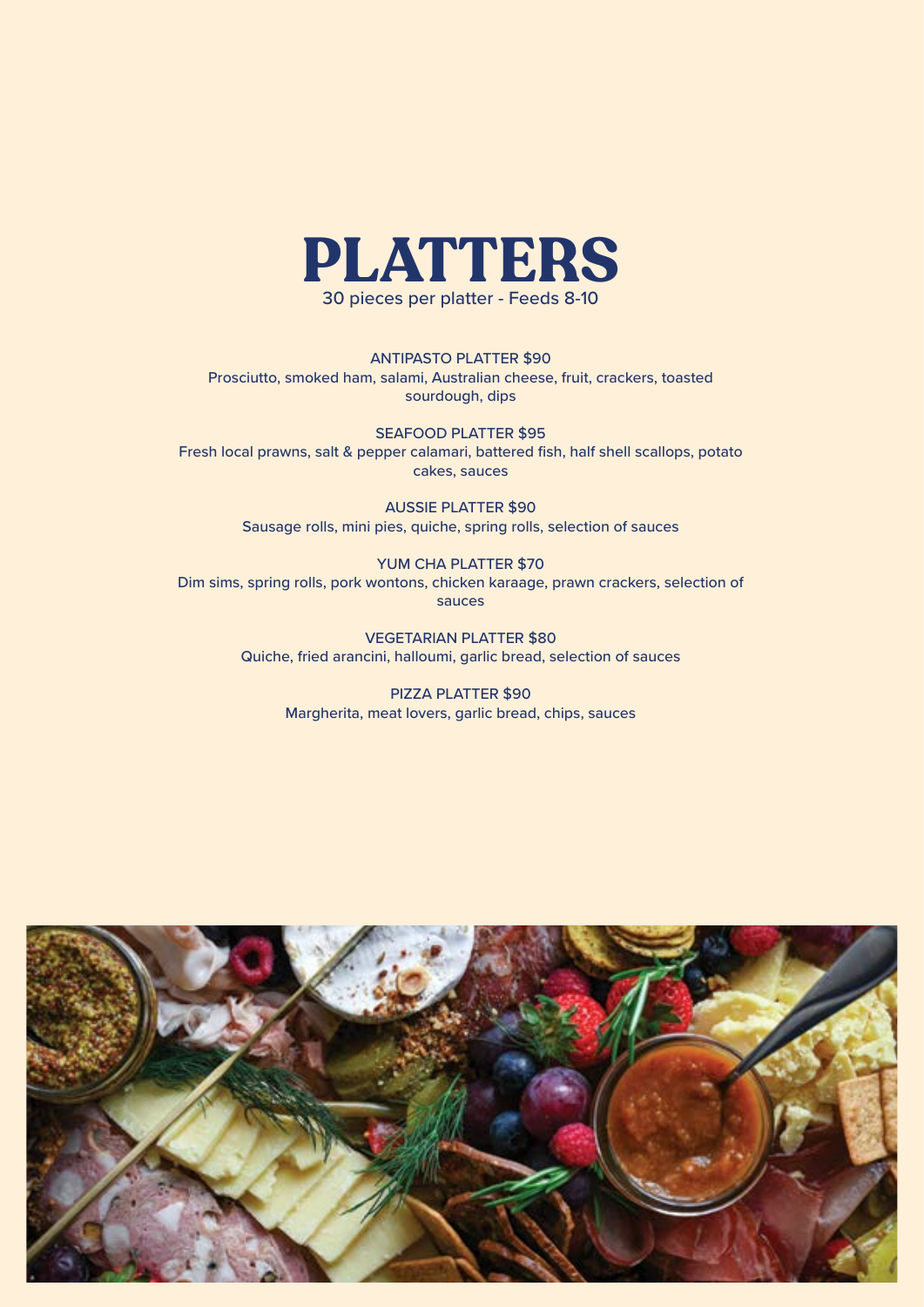# PLATTERS

30 pieces per platter - Feeds 8-10

**ANTIPASTO PLATTER $90**
Prosciutto, smoked ham, salami, Australian cheese, fruit, crackers, toasted sourdough, dips

**SEAFOOD PLATTER $95**
Fresh local prawns, salt & pepper calamari, battered fish, half shell scallops, potato cakes, sauces

**AUSSIE PLATTER $90**
Sausage rolls, mini pies, quiche, spring rolls, selection of sauces

**YUM CHA PLATTER $70**
Dim sims, spring rolls, pork wontons, chicken karaage, prawn crackers, selection of sauces

**VEGETARIAN PLATTER $80**
Quiche, fried arancini, halloumi, garlic bread, selection of sauces

**PIZZA PLATTER $90**
Margherita, meat lovers, garlic bread, chips, sauces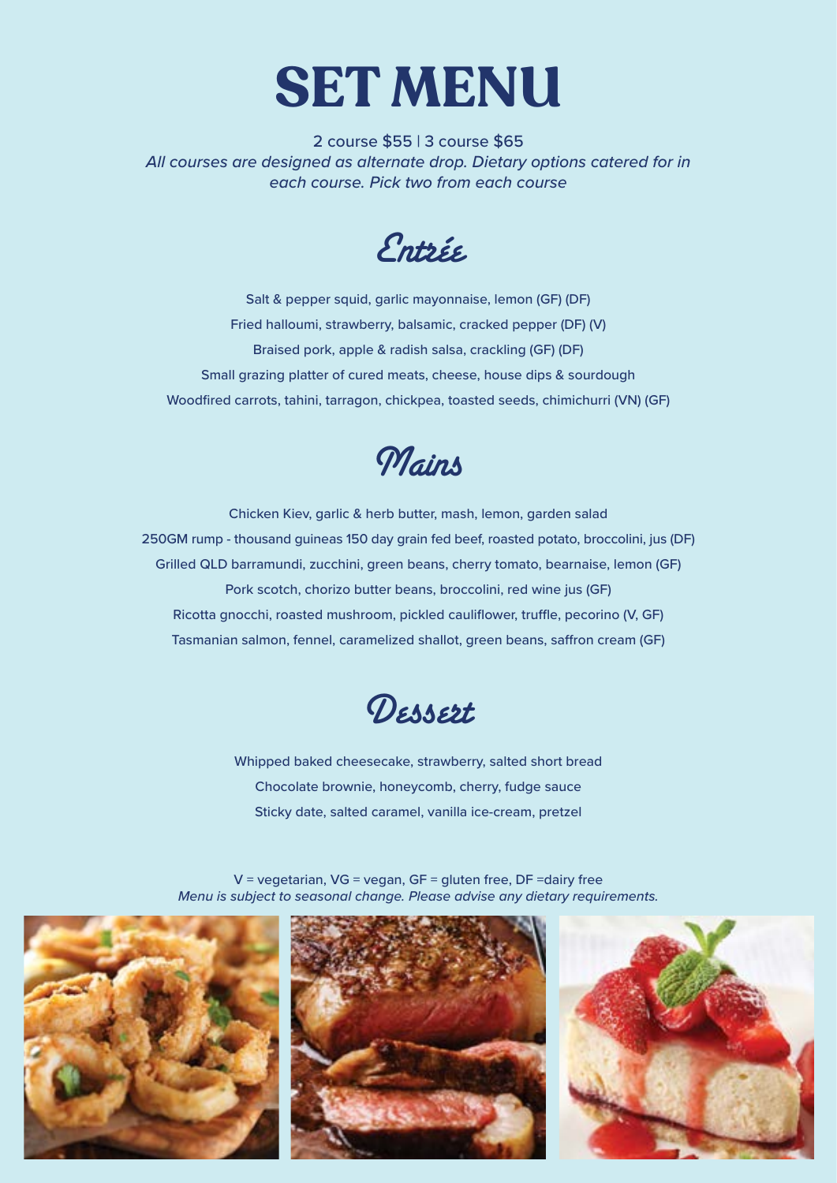# SET MENU

2 course $55 | 3 course $65

*All courses are designed as alternate drop. Dietary options catered for in each course. Pick two from each course*

## Entrée

Salt & pepper squid, garlic mayonnaise, lemon (GF) (DF)

Fried halloumi, strawberry, balsamic, cracked pepper (DF) (V)

Braised pork, apple & radish salsa, crackling (GF) (DF)

Small grazing platter of cured meats, cheese, house dips & sourdough

Woodfired carrots, tahini, tarragon, chickpea, toasted seeds, chimichurri (VN) (GF)

## Mains

Chicken Kiev, garlic & herb butter, mash, lemon, garden salad

250GM rump - thousand guineas 150 day grain fed beef, roasted potato, broccolini, jus (DF)

Grilled QLD barramundi, zucchini, green beans, cherry tomato, bearnaise, lemon (GF)

Pork scotch, chorizo butter beans, broccolini, red wine jus (GF)

Ricotta gnocchi, roasted mushroom, pickled cauliflower, truffle, pecorino (V, GF)

Tasmanian salmon, fennel, caramelized shallot, green beans, saffron cream (GF)

## Dessert

Whipped baked cheesecake, strawberry, salted short bread

Chocolate brownie, honeycomb, cherry, fudge sauce

Sticky date, salted caramel, vanilla ice-cream, pretzel

V = vegetarian, VG = vegan, GF = gluten free, DF =dairy free

*Menu is subject to seasonal change. Please advise any dietary requirements.*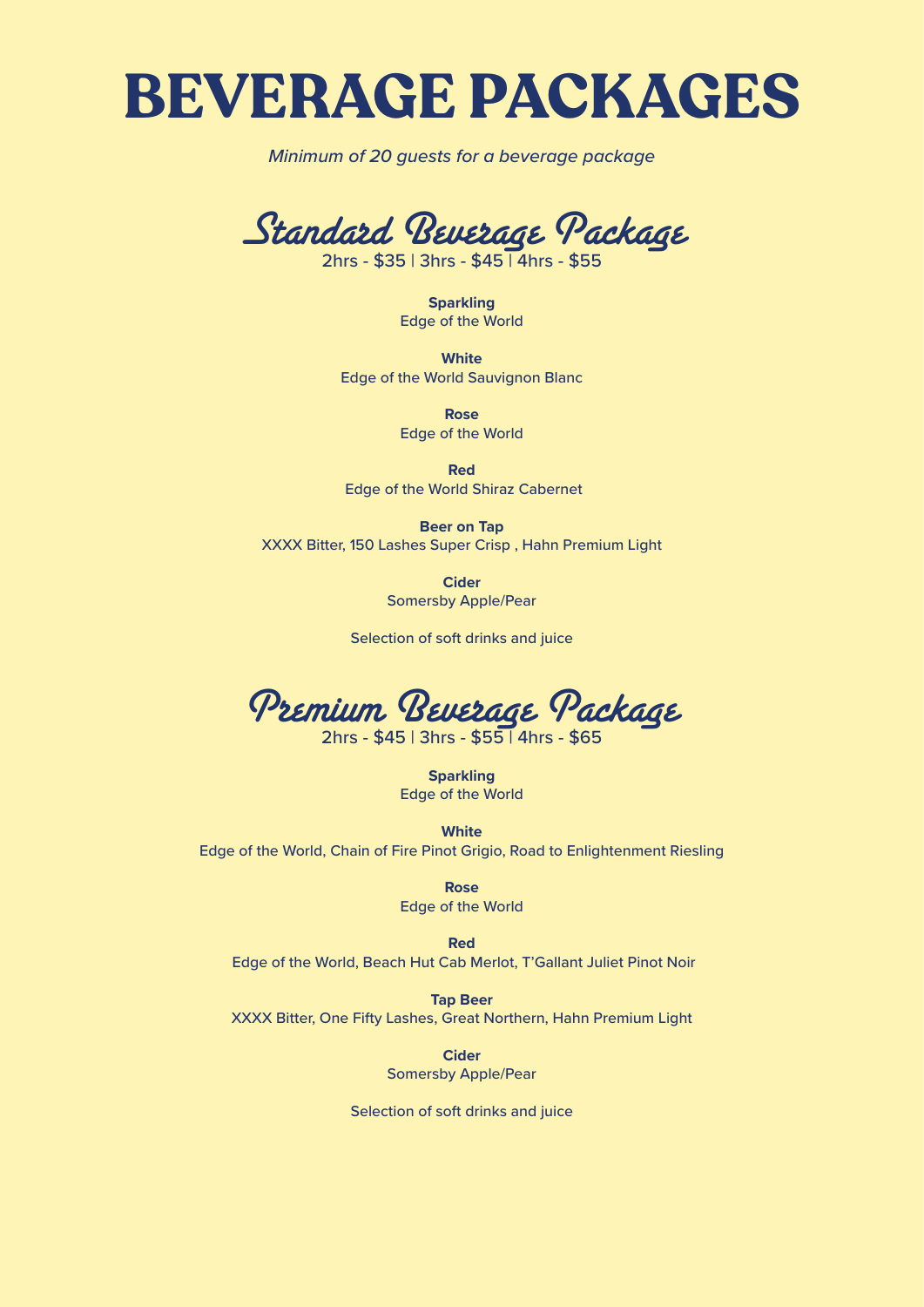# BEVERAGE PACKAGES

*Minimum of 20 guests for a beverage package*

## Standard Beverage Package

2hrs - $35 | 3hrs - $45 | 4hrs - $55

**Sparkling**
Edge of the World

**White**
Edge of the World Sauvignon Blanc

**Rose**
Edge of the World

**Red**
Edge of the World Shiraz Cabernet

**Beer on Tap**
XXXX Bitter, 150 Lashes Super Crisp , Hahn Premium Light

**Cider**
Somersby Apple/Pear

Selection of soft drinks and juice

## Premium Beverage Package

2hrs - $45 | 3hrs - $55 | 4hrs - $65

**Sparkling**
Edge of the World

**White**
Edge of the World, Chain of Fire Pinot Grigio, Road to Enlightenment Riesling

**Rose**
Edge of the World

**Red**
Edge of the World, Beach Hut Cab Merlot, T'Gallant Juliet Pinot Noir

**Tap Beer**
XXXX Bitter, One Fifty Lashes, Great Northern, Hahn Premium Light

**Cider**
Somersby Apple/Pear

Selection of soft drinks and juice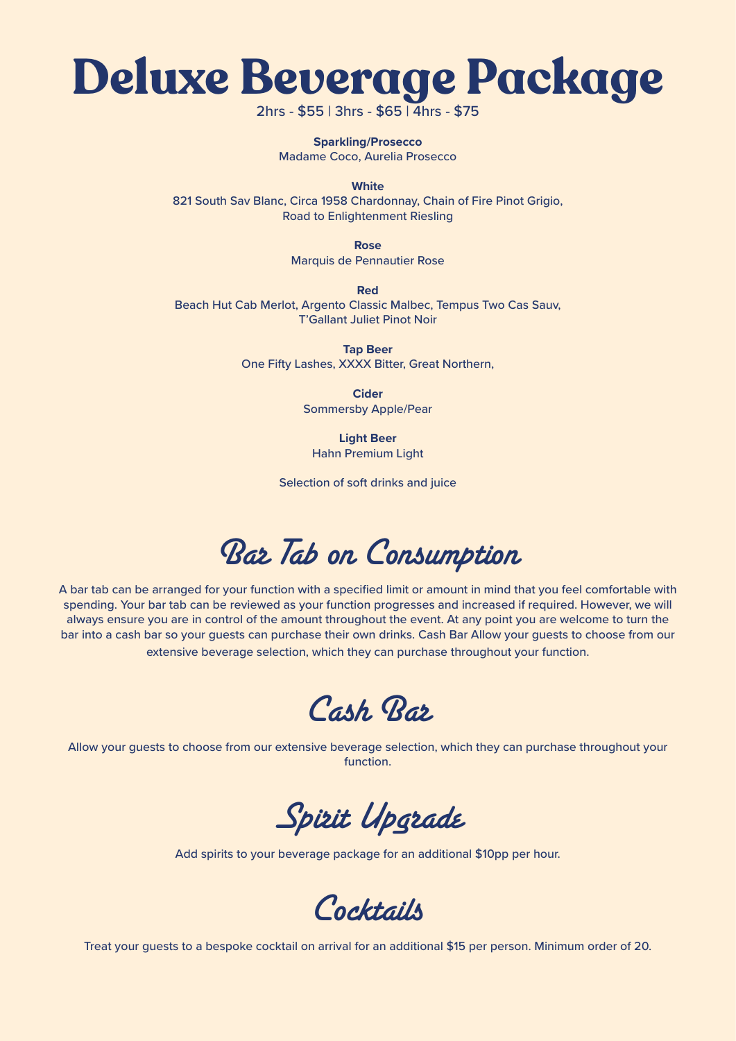# Deluxe Beverage Package

2hrs - $55 | 3hrs - $65 | 4hrs - $75

**Sparkling/Prosecco**
Madame Coco, Aurelia Prosecco

**White**
821 South Sav Blanc, Circa 1958 Chardonnay, Chain of Fire Pinot Grigio, Road to Enlightenment Riesling

**Rose**
Marquis de Pennautier Rose

**Red**
Beach Hut Cab Merlot, Argento Classic Malbec, Tempus Two Cas Sauv, T'Gallant Juliet Pinot Noir

**Tap Beer**
One Fifty Lashes, XXXX Bitter, Great Northern,

**Cider**
Sommersby Apple/Pear

**Light Beer**
Hahn Premium Light

Selection of soft drinks and juice

## Bar Tab on Consumption

A bar tab can be arranged for your function with a specified limit or amount in mind that you feel comfortable with spending. Your bar tab can be reviewed as your function progresses and increased if required. However, we will always ensure you are in control of the amount throughout the event. At any point you are welcome to turn the bar into a cash bar so your guests can purchase their own drinks. Cash Bar Allow your guests to choose from our extensive beverage selection, which they can purchase throughout your function.

## Cash Bar

Allow your guests to choose from our extensive beverage selection, which they can purchase throughout your function.

## Spirit Upgrade

Add spirits to your beverage package for an additional $10pp per hour.

## Cocktails

Treat your guests to a bespoke cocktail on arrival for an additional $15 per person. Minimum order of 20.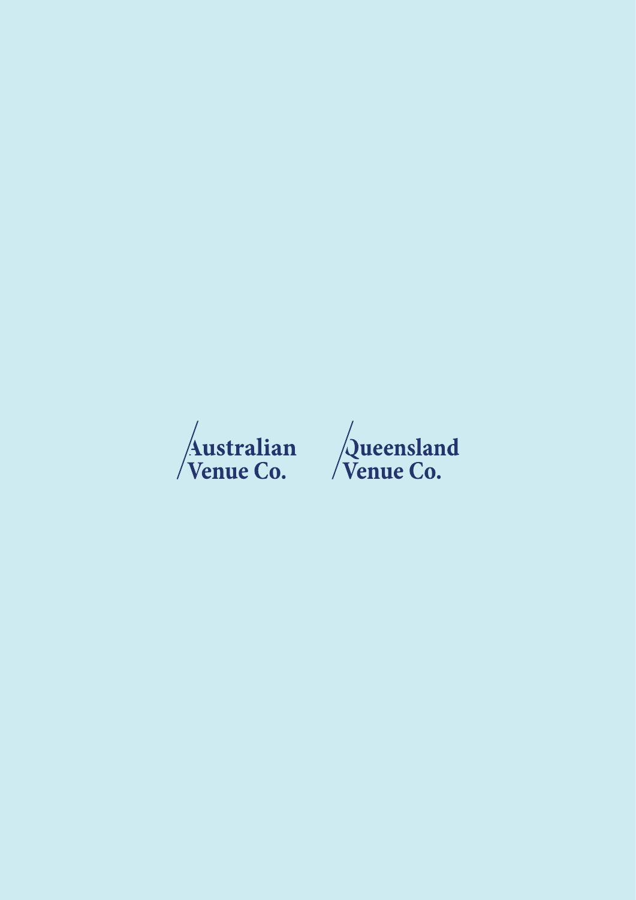Australian Venue Co.

Queensland Venue Co.